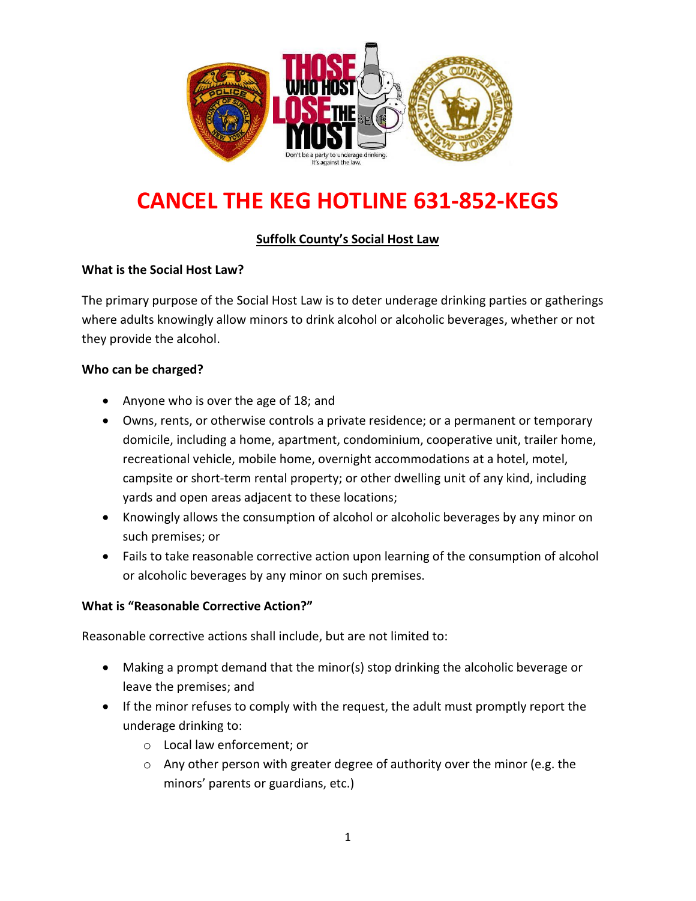# CANCEL THE KEG HOTLINE 631-852-KEGS

## Suffolk County's Social Host Law

**What is the Social Host Law?**

The primary purpose of the Social Host Law is to deter underage drinking parties or gatherings where adults knowingly allow minors to drink alcohol or alcoholic beverages, whether or not they provide the alcohol.

**Who can be charged?**

- Anyone who is over the age of 18; and
- Owns, rents, or otherwise controls a private residence; or a permanent or temporary domicile, including a home, apartment, condominium, cooperative unit, trailer home, recreational vehicle, mobile home, overnight accommodations at a hotel, motel, campsite or short-term rental property; or other dwelling unit of any kind, including yards and open areas adjacent to these locations;
- Knowingly allows the consumption of alcohol or alcoholic beverages by any minor on such premises; or
- Fails to take reasonable corrective action upon learning of the consumption of alcohol or alcoholic beverages by any minor on such premises.

**What is "Reasonable Corrective Action?"**

Reasonable corrective actions shall include, but are not limited to:

- Making a prompt demand that the minor(s) stop drinking the alcoholic beverage or leave the premises; and
- If the minor refuses to comply with the request, the adult must promptly report the underage drinking to:
    - Local law enforcement; or
    - Any other person with greater degree of authority over the minor (e.g. the minors' parents or guardians, etc.)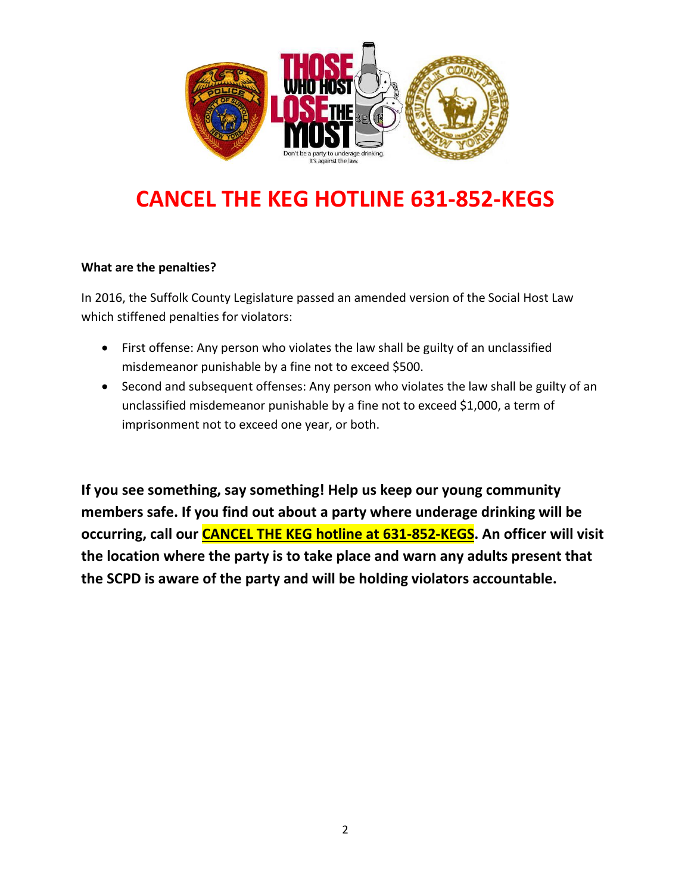# CANCEL THE KEG HOTLINE 631-852-KEGS

**What are the penalties?**

In 2016, the Suffolk County Legislature passed an amended version of the Social Host Law which stiffened penalties for violators:

- First offense: Any person who violates the law shall be guilty of an unclassified misdemeanor punishable by a fine not to exceed $500.
- Second and subsequent offenses: Any person who violates the law shall be guilty of an unclassified misdemeanor punishable by a fine not to exceed $1,000, a term of imprisonment not to exceed one year, or both.

**If you see something, say something! Help us keep our young community members safe. If you find out about a party where underage drinking will be occurring, call our CANCEL THE KEG hotline at 631-852-KEGS. An officer will visit the location where the party is to take place and warn any adults present that the SCPD is aware of the party and will be holding violators accountable.**